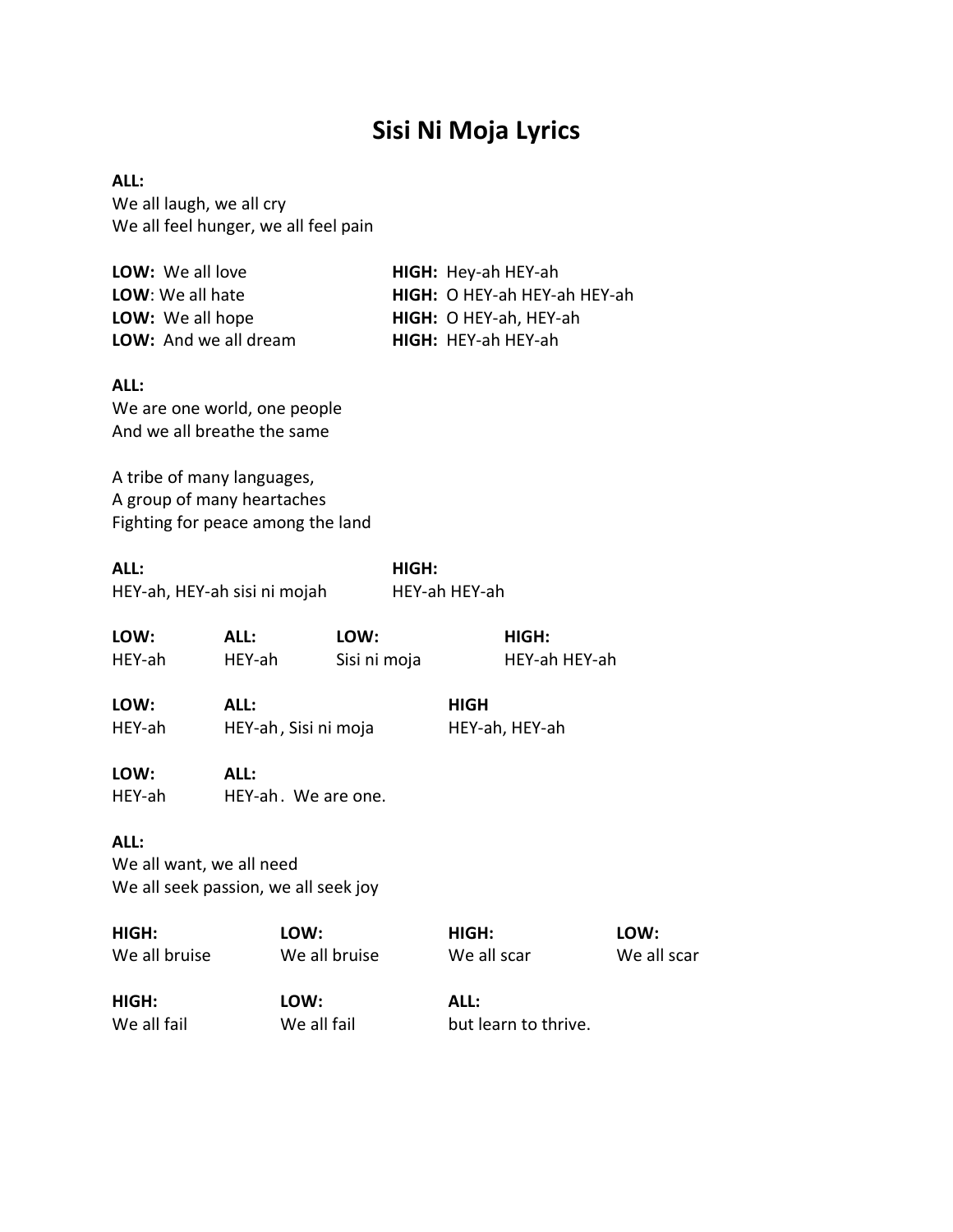# Sisi Ni Moja Lyrics

**ALL:**
We all laugh, we all cry
We all feel hunger, we all feel pain

| | |
|---|---|
| **LOW:** We all love | **HIGH:** Hey-ah HEY-ah |
| **LOW**: We all hate | **HIGH:** O HEY-ah HEY-ah HEY-ah |
| **LOW:** We all hope | **HIGH:** O HEY-ah, HEY-ah |
| **LOW:** And we all dream | **HIGH:** HEY-ah HEY-ah |

**ALL:**
We are one world, one people
And we all breathe the same

A tribe of many languages,
A group of many heartaches
Fighting for peace among the land

| **ALL:** | **HIGH:** |
|---|---|
| HEY-ah, HEY-ah sisi ni mojah | HEY-ah HEY-ah |

| **LOW:** | **ALL:** | **LOW:** | **HIGH:** |
|---|---|---|---|
| HEY-ah | HEY-ah | Sisi ni moja | HEY-ah HEY-ah |

| **LOW:** | **ALL:** | **HIGH** |
|---|---|---|
| HEY-ah | HEY-ah , Sisi ni moja | HEY-ah, HEY-ah |

| **LOW:** | **ALL:** |
|---|---|
| HEY-ah | HEY-ah . We are one. |

**ALL:**
We all want, we all need
We all seek passion, we all seek joy

| **HIGH:** | **LOW:** | **HIGH:** | **LOW:** |
|---|---|---|---|
| We all bruise | We all bruise | We all scar | We all scar |

| **HIGH:** | **LOW:** | **ALL:** |
|---|---|---|
| We all fail | We all fail | but learn to thrive. |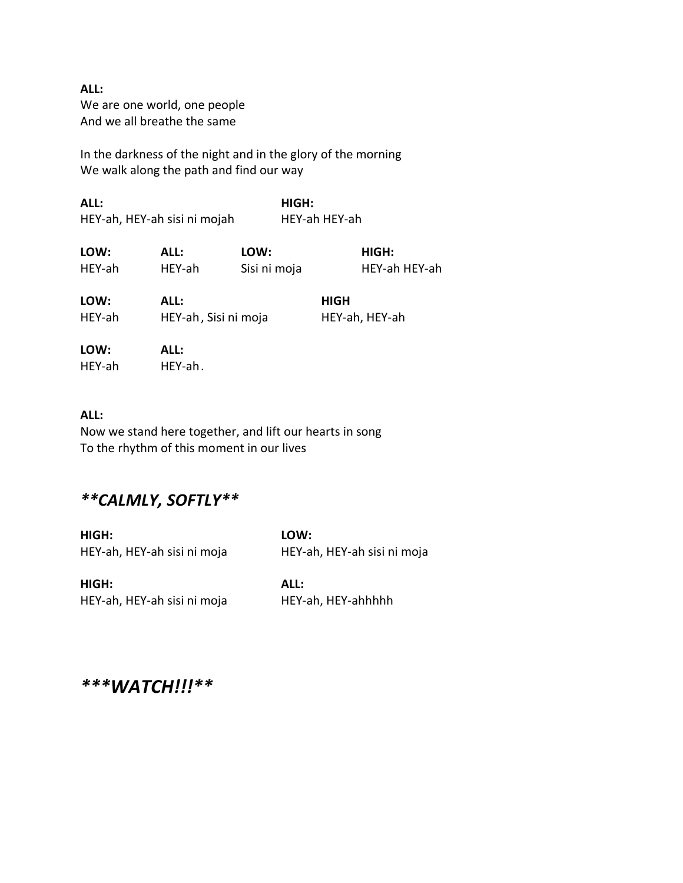**ALL:**
We are one world, one people
And we all breathe the same

In the darkness of the night and in the glory of the morning
We walk along the path and find our way

**ALL:**
HEY-ah, HEY-ah sisi ni mojah

**HIGH:**
HEY-ah HEY-ah

**LOW:**
HEY-ah

**ALL:**
HEY-ah

**LOW:**
Sisi ni moja

**HIGH:**
HEY-ah HEY-ah

**LOW:**
HEY-ah

**ALL:**
HEY-ah , Sisi ni moja

**HIGH**
HEY-ah, HEY-ah

**LOW:**
HEY-ah

**ALL:**
HEY-ah .

**ALL:**
Now we stand here together, and lift our hearts in song
To the rhythm of this moment in our lives

## ***\*\*CALMLY, SOFTLY\*\****

**HIGH:**
HEY-ah, HEY-ah sisi ni moja

**LOW:**
HEY-ah, HEY-ah sisi ni moja

**HIGH:**
HEY-ah, HEY-ah sisi ni moja

**ALL:**
HEY-ah, HEY-ahhhhh

## ***\*\*\*WATCH!!!\*\*\****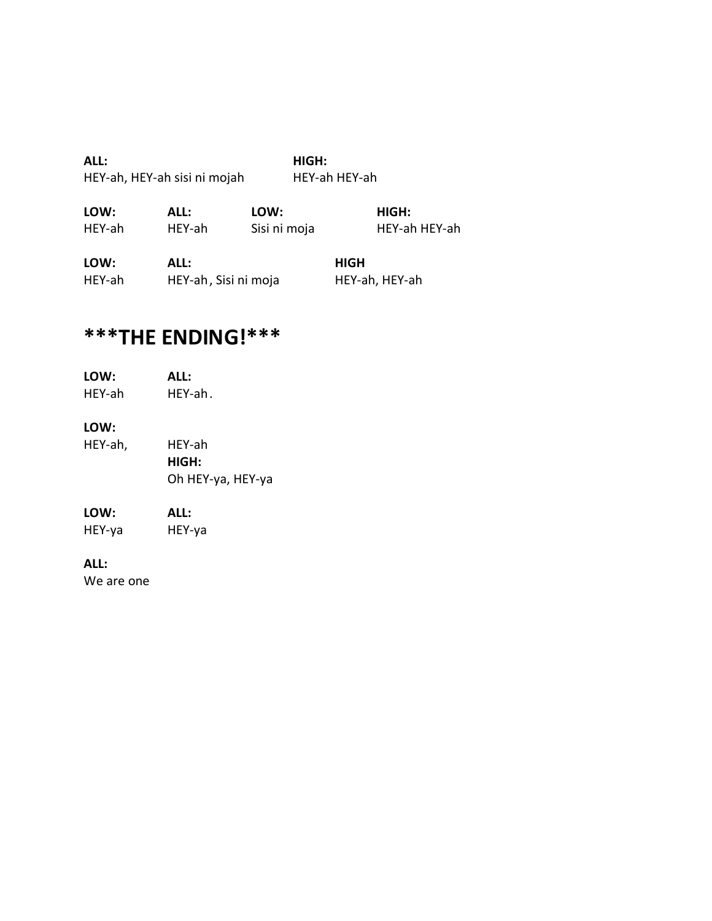| | |
|---|---|
| **ALL:**<br>HEY-ah, HEY-ah sisi ni mojah | **HIGH:**<br>HEY-ah HEY-ah |

| | | | |
|---|---|---|---|
| **LOW:**<br>HEY-ah | **ALL:**<br>HEY-ah | **LOW:**<br>Sisi ni moja | **HIGH:**<br>HEY-ah HEY-ah |

| | | |
|---|---|---|
| **LOW:**<br>HEY-ah | **ALL:**<br>HEY-ah , Sisi ni moja | **HIGH**<br>HEY-ah, HEY-ah |

## ***THE ENDING!***

| | |
|---|---|
| **LOW:**<br>HEY-ah | **ALL:**<br>HEY-ah . |

**LOW:**

| | |
|---|---|
| HEY-ah, | HEY-ah<br>**HIGH:**<br>Oh HEY-ya, HEY-ya |

| | |
|---|---|
| **LOW:**<br>HEY-ya | **ALL:**<br>HEY-ya |

**ALL:**
We are one